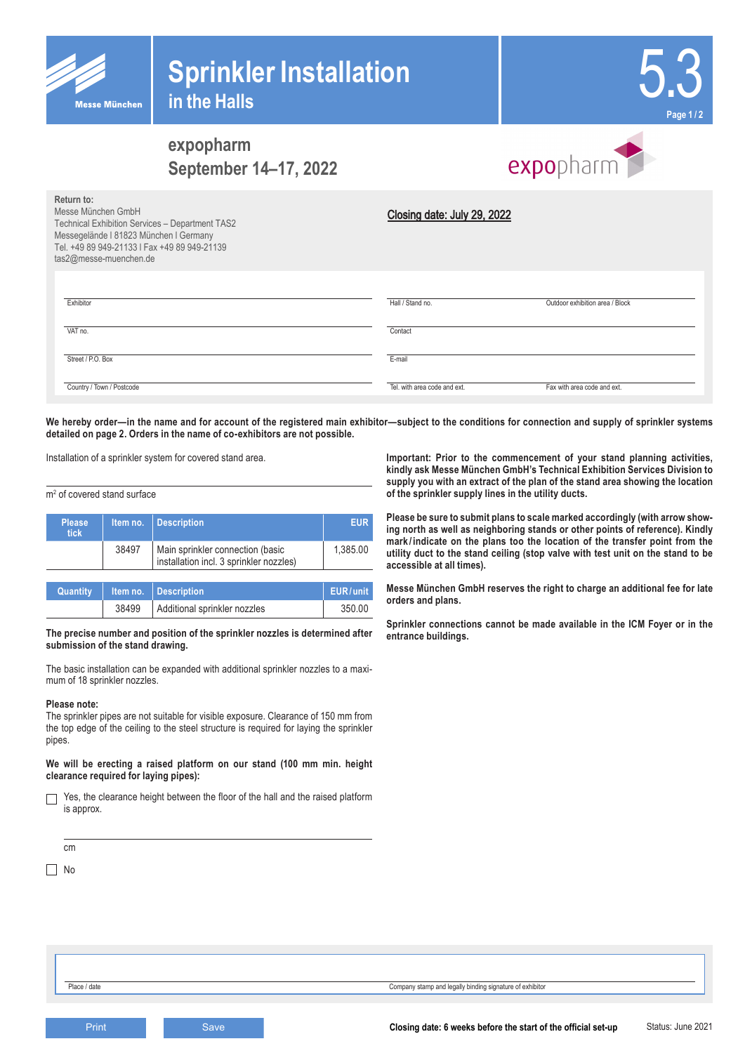# Sprinkler Installation
## in the Halls

5.3

Messe München

## expopharm
## September 14–17, 2022

expopharm

**Return to:**
Messe München GmbH
Technical Exhibition Services – Department TAS2
Messegelände I 81823 München I Germany
Tel. +49 89 949-21133 I Fax +49 89 949-21139
tas2@messe-muenchen.de

**Closing date: July 29, 2022**

Exhibitor

Hall / Stand no.

Outdoor exhibition area / Block

VAT no.

Contact

Street / P.O. Box

E-mail

Country / Town / Postcode

Tel. with area code and ext.

Fax with area code and ext.

**We hereby order—in the name and for account of the registered main exhibitor—subject to the conditions for connection and supply of sprinkler systems detailed on page 2. Orders in the name of co-exhibitors are not possible.**

Installation of a sprinkler system for covered stand area.

m² of covered stand surface

| Please tick | Item no. | Description | EUR |
|---|---|---|---|
| | 38497 | Main sprinkler connection (basic installation incl. 3 sprinkler nozzles) | 1,385.00 |

| Quantity | Item no. | Description | EUR/unit |
|---|---|---|---|
| | 38499 | Additional sprinkler nozzles | 350.00 |

**The precise number and position of the sprinkler nozzles is determined after submission of the stand drawing.**

The basic installation can be expanded with additional sprinkler nozzles to a maximum of 18 sprinkler nozzles.

**Please note:**
The sprinkler pipes are not suitable for visible exposure. Clearance of 150 mm from the top edge of the ceiling to the steel structure is required for laying the sprinkler pipes.

**We will be erecting a raised platform on our stand (100 mm min. height clearance required for laying pipes):**

- ☐ Yes, the clearance height between the floor of the hall and the raised platform is approx.

cm

- ☐ No

**Important: Prior to the commencement of your stand planning activities, kindly ask Messe München GmbH's Technical Exhibition Services Division to supply you with an extract of the plan of the stand area showing the location of the sprinkler supply lines in the utility ducts.**

**Please be sure to submit plans to scale marked accordingly (with arrow showing north as well as neighboring stands or other points of reference). Kindly mark/indicate on the plans too the location of the transfer point from the utility duct to the stand ceiling (stop valve with test unit on the stand to be accessible at all times).**

**Messe München GmbH reserves the right to charge an additional fee for late orders and plans.**

**Sprinkler connections cannot be made available in the ICM Foyer or in the entrance buildings.**

Place / date

Company stamp and legally binding signature of exhibitor

Print    Save

**Closing date: 6 weeks before the start of the official set-up**

Status: June 2021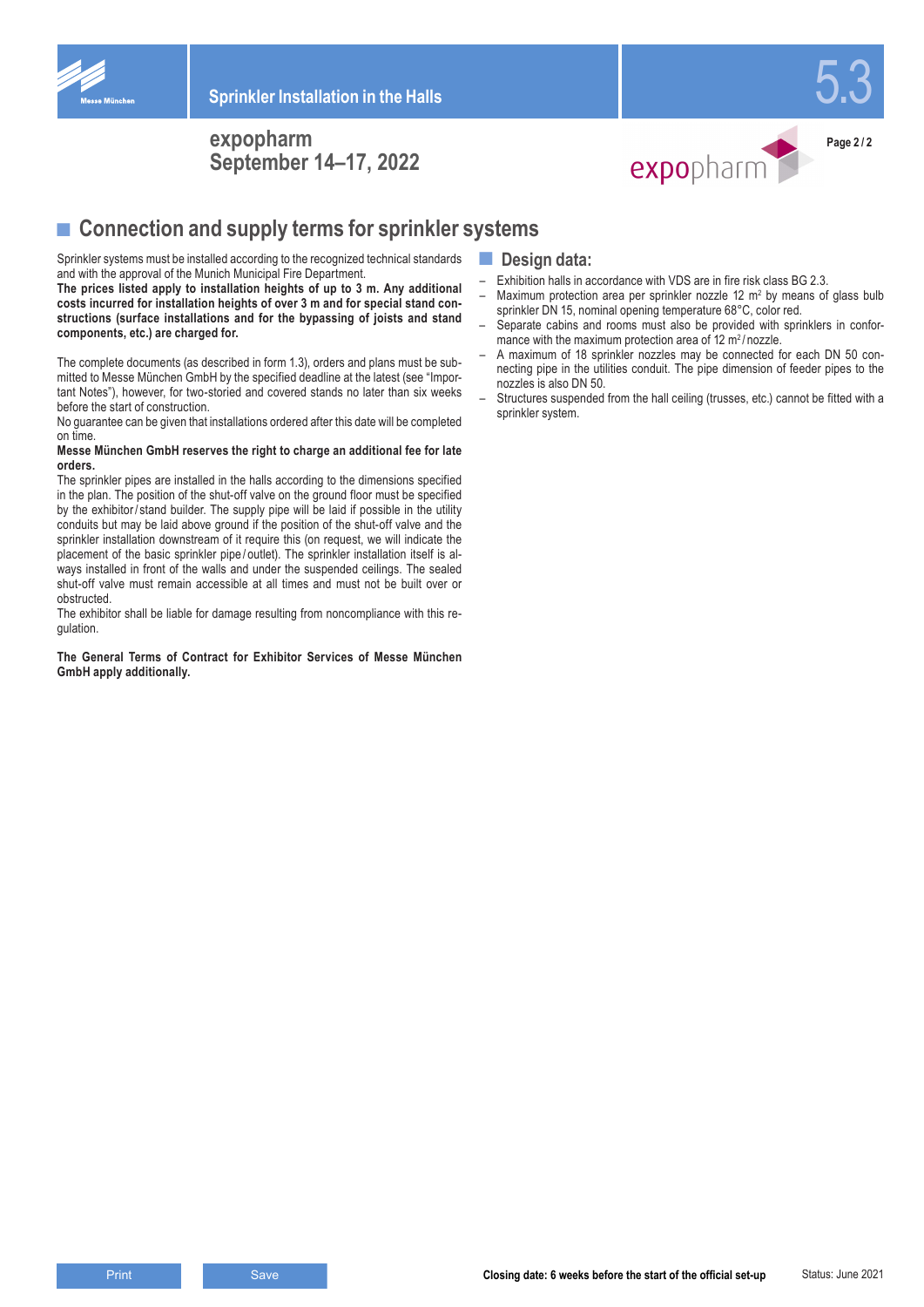## Connection and supply terms for sprinkler systems

Sprinkler systems must be installed according to the recognized technical standards and with the approval of the Munich Municipal Fire Department.
**The prices listed apply to installation heights of up to 3 m. Any additional costs incurred for installation heights of over 3 m and for special stand constructions (surface installations and for the bypassing of joists and stand components, etc.) are charged for.**

The complete documents (as described in form 1.3), orders and plans must be submitted to Messe München GmbH by the specified deadline at the latest (see "Important Notes"), however, for two-storied and covered stands no later than six weeks before the start of construction.
No guarantee can be given that installations ordered after this date will be completed on time.
**Messe München GmbH reserves the right to charge an additional fee for late orders.**
The sprinkler pipes are installed in the halls according to the dimensions specified in the plan. The position of the shut-off valve on the ground floor must be specified by the exhibitor/stand builder. The supply pipe will be laid if possible in the utility conduits but may be laid above ground if the position of the shut-off valve and the sprinkler installation downstream of it require this (on request, we will indicate the placement of the basic sprinkler pipe/outlet). The sprinkler installation itself is always installed in front of the walls and under the suspended ceilings. The sealed shut-off valve must remain accessible at all times and must not be built over or obstructed.
The exhibitor shall be liable for damage resulting from noncompliance with this regulation.

**The General Terms of Contract for Exhibitor Services of Messe München GmbH apply additionally.**

### Design data:

- Exhibition halls in accordance with VDS are in fire risk class BG 2.3.
- Maximum protection area per sprinkler nozzle 12 m$^2$ by means of glass bulb sprinkler DN 15, nominal opening temperature 68°C, color red.
- Separate cabins and rooms must also be provided with sprinklers in conformance with the maximum protection area of 12 m$^2$/nozzle.
- A maximum of 18 sprinkler nozzles may be connected for each DN 50 connecting pipe in the utilities conduit. The pipe dimension of feeder pipes to the nozzles is also DN 50.
- Structures suspended from the hall ceiling (trusses, etc.) cannot be fitted with a sprinkler system.

**Closing date: 6 weeks before the start of the official set-up**

Status: June 2021